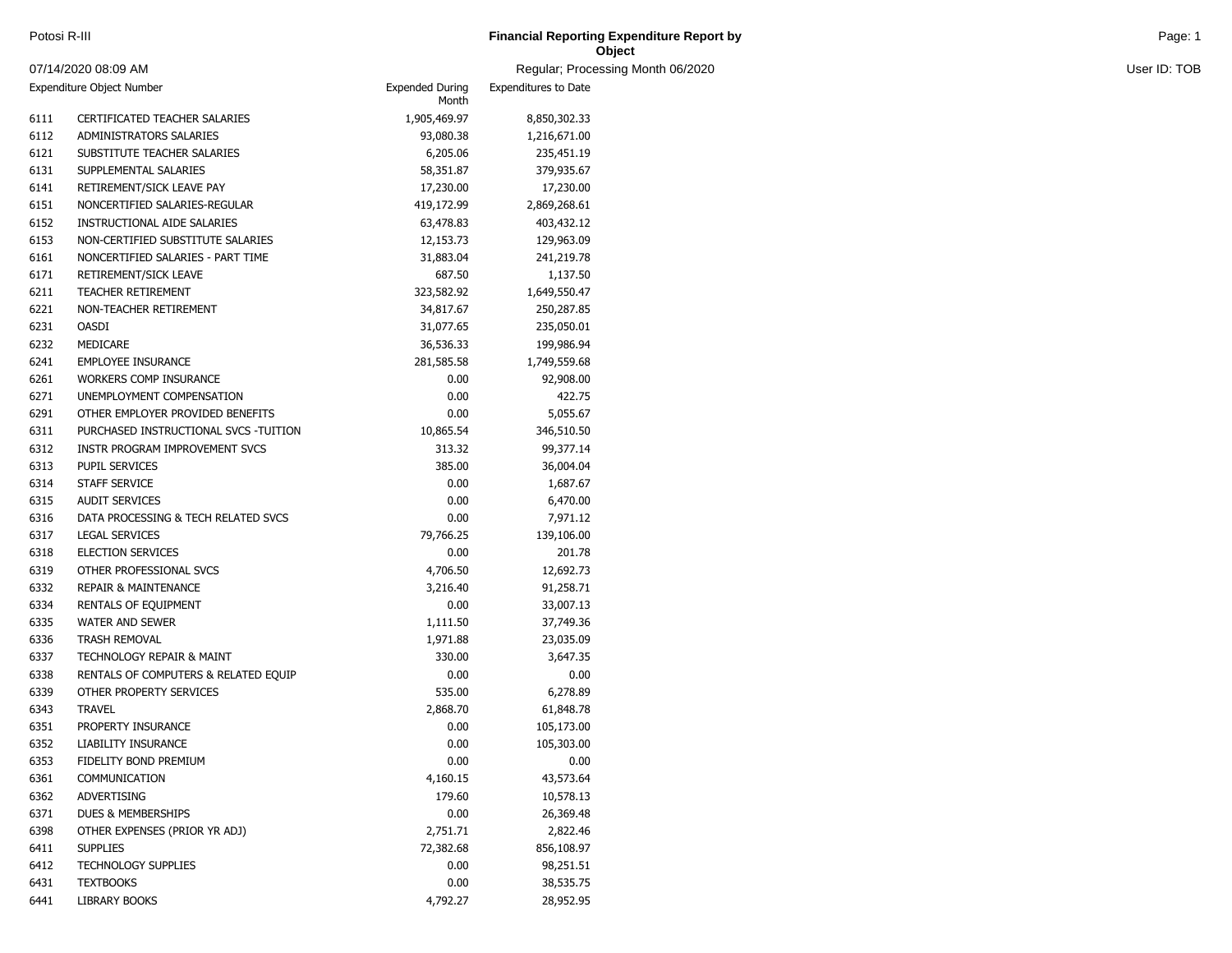Potosi R-III

# Financial Reporting Expenditure Report by Object

07/14/2020 08:09 AM

Regular; Processing Month 06/2020

User ID: TOB

| Expenditure Object Number | | Expended During Month | Expenditures to Date |
|---|---|---|---|
| 6111 | CERTIFICATED TEACHER SALARIES | 1,905,469.97 | 8,850,302.33 |
| 6112 | ADMINISTRATORS SALARIES | 93,080.38 | 1,216,671.00 |
| 6121 | SUBSTITUTE TEACHER SALARIES | 6,205.06 | 235,451.19 |
| 6131 | SUPPLEMENTAL SALARIES | 58,351.87 | 379,935.67 |
| 6141 | RETIREMENT/SICK LEAVE PAY | 17,230.00 | 17,230.00 |
| 6151 | NONCERTIFIED SALARIES-REGULAR | 419,172.99 | 2,869,268.61 |
| 6152 | INSTRUCTIONAL AIDE SALARIES | 63,478.83 | 403,432.12 |
| 6153 | NON-CERTIFIED SUBSTITUTE SALARIES | 12,153.73 | 129,963.09 |
| 6161 | NONCERTIFIED SALARIES - PART TIME | 31,883.04 | 241,219.78 |
| 6171 | RETIREMENT/SICK LEAVE | 687.50 | 1,137.50 |
| 6211 | TEACHER RETIREMENT | 323,582.92 | 1,649,550.47 |
| 6221 | NON-TEACHER RETIREMENT | 34,817.67 | 250,287.85 |
| 6231 | OASDI | 31,077.65 | 235,050.01 |
| 6232 | MEDICARE | 36,536.33 | 199,986.94 |
| 6241 | EMPLOYEE INSURANCE | 281,585.58 | 1,749,559.68 |
| 6261 | WORKERS COMP INSURANCE | 0.00 | 92,908.00 |
| 6271 | UNEMPLOYMENT COMPENSATION | 0.00 | 422.75 |
| 6291 | OTHER EMPLOYER PROVIDED BENEFITS | 0.00 | 5,055.67 |
| 6311 | PURCHASED INSTRUCTIONAL SVCS -TUITION | 10,865.54 | 346,510.50 |
| 6312 | INSTR PROGRAM IMPROVEMENT SVCS | 313.32 | 99,377.14 |
| 6313 | PUPIL SERVICES | 385.00 | 36,004.04 |
| 6314 | STAFF SERVICE | 0.00 | 1,687.67 |
| 6315 | AUDIT SERVICES | 0.00 | 6,470.00 |
| 6316 | DATA PROCESSING & TECH RELATED SVCS | 0.00 | 7,971.12 |
| 6317 | LEGAL SERVICES | 79,766.25 | 139,106.00 |
| 6318 | ELECTION SERVICES | 0.00 | 201.78 |
| 6319 | OTHER PROFESSIONAL SVCS | 4,706.50 | 12,692.73 |
| 6332 | REPAIR & MAINTENANCE | 3,216.40 | 91,258.71 |
| 6334 | RENTALS OF EQUIPMENT | 0.00 | 33,007.13 |
| 6335 | WATER AND SEWER | 1,111.50 | 37,749.36 |
| 6336 | TRASH REMOVAL | 1,971.88 | 23,035.09 |
| 6337 | TECHNOLOGY REPAIR & MAINT | 330.00 | 3,647.35 |
| 6338 | RENTALS OF COMPUTERS & RELATED EQUIP | 0.00 | 0.00 |
| 6339 | OTHER PROPERTY SERVICES | 535.00 | 6,278.89 |
| 6343 | TRAVEL | 2,868.70 | 61,848.78 |
| 6351 | PROPERTY INSURANCE | 0.00 | 105,173.00 |
| 6352 | LIABILITY INSURANCE | 0.00 | 105,303.00 |
| 6353 | FIDELITY BOND PREMIUM | 0.00 | 0.00 |
| 6361 | COMMUNICATION | 4,160.15 | 43,573.64 |
| 6362 | ADVERTISING | 179.60 | 10,578.13 |
| 6371 | DUES & MEMBERSHIPS | 0.00 | 26,369.48 |
| 6398 | OTHER EXPENSES (PRIOR YR ADJ) | 2,751.71 | 2,822.46 |
| 6411 | SUPPLIES | 72,382.68 | 856,108.97 |
| 6412 | TECHNOLOGY SUPPLIES | 0.00 | 98,251.51 |
| 6431 | TEXTBOOKS | 0.00 | 38,535.75 |
| 6441 | LIBRARY BOOKS | 4,792.27 | 28,952.95 |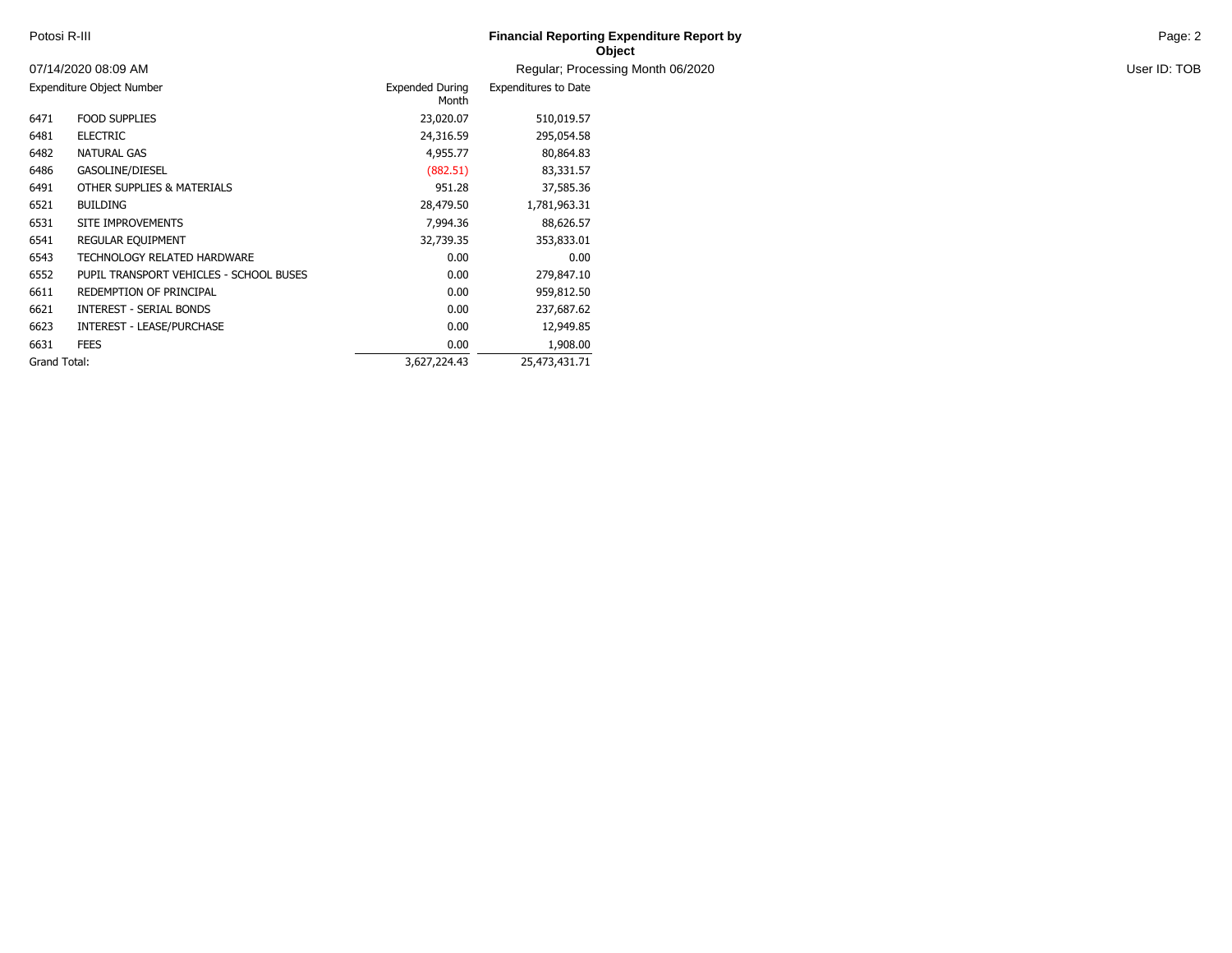| Expenditure Object Number | | Expended During Month | Expenditures to Date |
|---|---|---|---|
| 6471 | FOOD SUPPLIES | 23,020.07 | 510,019.57 |
| 6481 | ELECTRIC | 24,316.59 | 295,054.58 |
| 6482 | NATURAL GAS | 4,955.77 | 80,864.83 |
| 6486 | GASOLINE/DIESEL | (882.51) | 83,331.57 |
| 6491 | OTHER SUPPLIES & MATERIALS | 951.28 | 37,585.36 |
| 6521 | BUILDING | 28,479.50 | 1,781,963.31 |
| 6531 | SITE IMPROVEMENTS | 7,994.36 | 88,626.57 |
| 6541 | REGULAR EQUIPMENT | 32,739.35 | 353,833.01 |
| 6543 | TECHNOLOGY RELATED HARDWARE | 0.00 | 0.00 |
| 6552 | PUPIL TRANSPORT VEHICLES - SCHOOL BUSES | 0.00 | 279,847.10 |
| 6611 | REDEMPTION OF PRINCIPAL | 0.00 | 959,812.50 |
| 6621 | INTEREST - SERIAL BONDS | 0.00 | 237,687.62 |
| 6623 | INTEREST - LEASE/PURCHASE | 0.00 | 12,949.85 |
| 6631 | FEES | 0.00 | 1,908.00 |
| Grand Total: | | 3,627,224.43 | 25,473,431.71 |